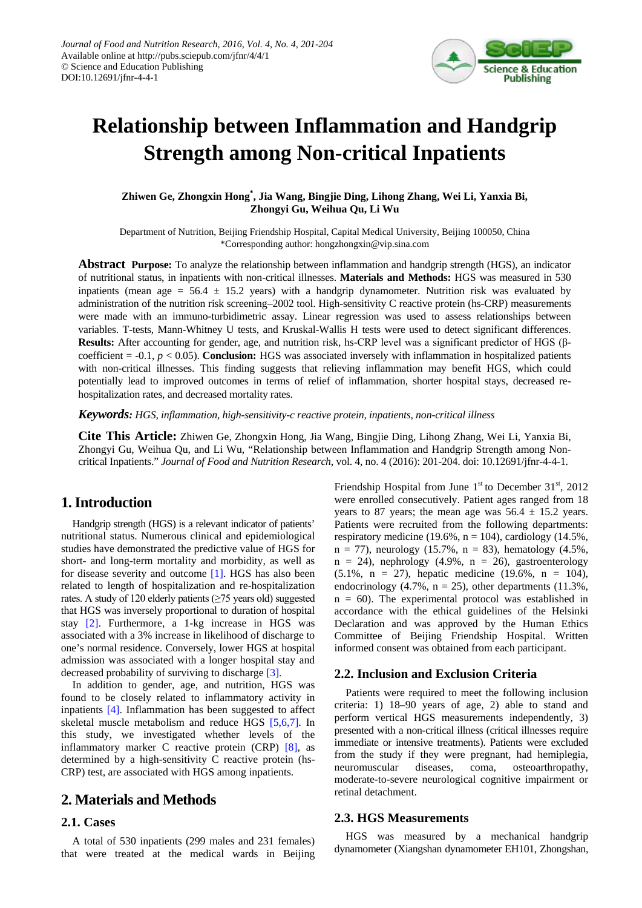# Relationship between Inflammation and Handgrip Strength among Non-critical Inpatients

**Zhiwen Ge, Zhongxin Hong[*], Jia Wang, Bingjie Ding, Lihong Zhang, Wei Li, Yanxia Bi, Zhongyi Gu, Weihua Qu, Li Wu**

Department of Nutrition, Beijing Friendship Hospital, Capital Medical University, Beijing 100050, China
*Corresponding author: hongzhongxin@vip.sina.com

**Abstract** **Purpose:** To analyze the relationship between inflammation and handgrip strength (HGS), an indicator of nutritional status, in inpatients with non-critical illnesses. **Materials and Methods:** HGS was measured in 530 inpatients (mean age = 56.4 ± 15.2 years) with a handgrip dynamometer. Nutrition risk was evaluated by administration of the nutrition risk screening–2002 tool. High-sensitivity C reactive protein (hs-CRP) measurements were made with an immuno-turbidimetric assay. Linear regression was used to assess relationships between variables. T-tests, Mann-Whitney U tests, and Kruskal-Wallis H tests were used to detect significant differences. **Results:** After accounting for gender, age, and nutrition risk, hs-CRP level was a significant predictor of HGS (β-coefficient = -0.1, $p < 0.05$). **Conclusion:** HGS was associated inversely with inflammation in hospitalized patients with non-critical illnesses. This finding suggests that relieving inflammation may benefit HGS, which could potentially lead to improved outcomes in terms of relief of inflammation, shorter hospital stays, decreased re-hospitalization rates, and decreased mortality rates.

***Keywords:*** *HGS, inflammation, high-sensitivity-c reactive protein, inpatients, non-critical illness*

**Cite This Article:** Zhiwen Ge, Zhongxin Hong, Jia Wang, Bingjie Ding, Lihong Zhang, Wei Li, Yanxia Bi, Zhongyi Gu, Weihua Qu, and Li Wu, "Relationship between Inflammation and Handgrip Strength among Non-critical Inpatients." *Journal of Food and Nutrition Research*, vol. 4, no. 4 (2016): 201-204. doi: 10.12691/jfnr-4-4-1.

## 1. Introduction

Handgrip strength (HGS) is a relevant indicator of patients' nutritional status. Numerous clinical and epidemiological studies have demonstrated the predictive value of HGS for short- and long-term mortality and morbidity, as well as for disease severity and outcome [1]. HGS has also been related to length of hospitalization and re-hospitalization rates. A study of 120 elderly patients (≥75 years old) suggested that HGS was inversely proportional to duration of hospital stay [2]. Furthermore, a 1-kg increase in HGS was associated with a 3% increase in likelihood of discharge to one's normal residence. Conversely, lower HGS at hospital admission was associated with a longer hospital stay and decreased probability of surviving to discharge [3].

In addition to gender, age, and nutrition, HGS was found to be closely related to inflammatory activity in inpatients [4]. Inflammation has been suggested to affect skeletal muscle metabolism and reduce HGS [5,6,7]. In this study, we investigated whether levels of the inflammatory marker C reactive protein (CRP) [8], as determined by a high-sensitivity C reactive protein (hs-CRP) test, are associated with HGS among inpatients.

## 2. Materials and Methods

### 2.1. Cases

A total of 530 inpatients (299 males and 231 females) that were treated at the medical wards in Beijing Friendship Hospital from June 1[st] to December 31[st], 2012 were enrolled consecutively. Patient ages ranged from 18 years to 87 years; the mean age was 56.4 ± 15.2 years. Patients were recruited from the following departments: respiratory medicine (19.6%, n = 104), cardiology (14.5%, n = 77), neurology (15.7%, n = 83), hematology (4.5%, n = 24), nephrology (4.9%, n = 26), gastroenterology (5.1%, n = 27), hepatic medicine (19.6%, n = 104), endocrinology (4.7%, n = 25), other departments (11.3%, n = 60). The experimental protocol was established in accordance with the ethical guidelines of the Helsinki Declaration and was approved by the Human Ethics Committee of Beijing Friendship Hospital. Written informed consent was obtained from each participant.

### 2.2. Inclusion and Exclusion Criteria

Patients were required to meet the following inclusion criteria: 1) 18–90 years of age, 2) able to stand and perform vertical HGS measurements independently, 3) presented with a non-critical illness (critical illnesses require immediate or intensive treatments). Patients were excluded from the study if they were pregnant, had hemiplegia, neuromuscular diseases, coma, osteoarthropathy, moderate-to-severe neurological cognitive impairment or retinal detachment.

### 2.3. HGS Measurements

HGS was measured by a mechanical handgrip dynamometer (Xiangshan dynamometer EH101, Zhongshan,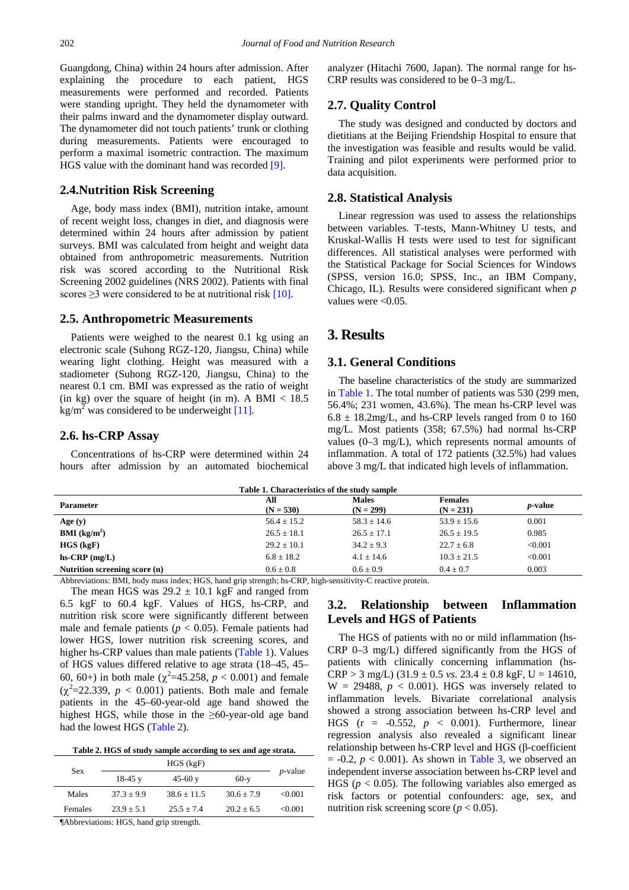Guangdong, China) within 24 hours after admission. After explaining the procedure to each patient, HGS measurements were performed and recorded. Patients were standing upright. They held the dynamometer with their palms inward and the dynamometer display outward. The dynamometer did not touch patients' trunk or clothing during measurements. Patients were encouraged to perform a maximal isometric contraction. The maximum HGS value with the dominant hand was recorded [9].

## 2.4. Nutrition Risk Screening

Age, body mass index (BMI), nutrition intake, amount of recent weight loss, changes in diet, and diagnosis were determined within 24 hours after admission by patient surveys. BMI was calculated from height and weight data obtained from anthropometric measurements. Nutrition risk was scored according to the Nutritional Risk Screening 2002 guidelines (NRS 2002). Patients with final scores ≥3 were considered to be at nutritional risk [10].

## 2.5. Anthropometric Measurements

Patients were weighed to the nearest 0.1 kg using an electronic scale (Suhong RGZ-120, Jiangsu, China) while wearing light clothing. Height was measured with a stadiometer (Suhong RGZ-120, Jiangsu, China) to the nearest 0.1 cm. BMI was expressed as the ratio of weight (in kg) over the square of height (in m). A BMI < 18.5 $kg/m^2$ was considered to be underweight [11].

## 2.6. hs-CRP Assay

Concentrations of hs-CRP were determined within 24 hours after admission by an automated biochemical analyzer (Hitachi 7600, Japan). The normal range for hs-CRP results was considered to be 0–3 mg/L.

## 2.7. Quality Control

The study was designed and conducted by doctors and dietitians at the Beijing Friendship Hospital to ensure that the investigation was feasible and results would be valid. Training and pilot experiments were performed prior to data acquisition.

## 2.8. Statistical Analysis

Linear regression was used to assess the relationships between variables. T-tests, Mann-Whitney U tests, and Kruskal-Wallis H tests were used to test for significant differences. All statistical analyses were performed with the Statistical Package for Social Sciences for Windows (SPSS, version 16.0; SPSS, Inc., an IBM Company, Chicago, IL). Results were considered significant when $p$ values were <0.05.

# 3. Results

## 3.1. General Conditions

The baseline characteristics of the study are summarized in Table 1. The total number of patients was 530 (299 men, 56.4%; 231 women, 43.6%). The mean hs-CRP level was 6.8 ± 18.2mg/L, and hs-CRP levels ranged from 0 to 160 mg/L. Most patients (358; 67.5%) had normal hs-CRP values (0–3 mg/L), which represents normal amounts of inflammation. A total of 172 patients (32.5%) had values above 3 mg/L that indicated high levels of inflammation.

**Table 1. Characteristics of the study sample**

| Parameter | All (N = 530) | Males (N = 299) | Females (N = 231) | *p*-value |
|---|---|---|---|---|
| **Age (y)** | 56.4 ± 15.2 | 58.3 ± 14.6 | 53.9 ± 15.6 | 0.001 |
| **BMI ($kg/m^2$)** | 26.5 ± 18.1 | 26.5 ± 17.1 | 26.5 ± 19.5 | 0.985 |
| **HGS (kgF)** | 29.2 ± 10.1 | 34.2 ± 9.3 | 22.7 ± 6.8 | <0.001 |
| **hs-CRP (mg/L)** | 6.8 ± 18.2 | 4.1 ± 14.6 | 10.3 ± 21.5 | <0.001 |
| **Nutrition screening score (n)** | 0.6 ± 0.8 | 0.6 ± 0.9 | 0.4 ± 0.7 | 0.003 |

Abbreviations: BMI, body mass index; HGS, hand grip strength; hs-CRP, high-sensitivity-C reactive protein.

The mean HGS was 29.2 ± 10.1 kgF and ranged from 6.5 kgF to 60.4 kgF. Values of HGS, hs-CRP, and nutrition risk score were significantly different between male and female patients ($p < 0.05$). Female patients had lower HGS, lower nutrition risk screening scores, and higher hs-CRP values than male patients (Table 1). Values of HGS values differed relative to age strata (18–45, 45–60, 60+) in both male ($\chi^2$=45.258, $p < 0.001$) and female ($\chi^2$=22.339, $p < 0.001$) patients. Both male and female patients in the 45–60-year-old age band showed the highest HGS, while those in the ≥60-year-old age band had the lowest HGS (Table 2).

**Table 2. HGS of study sample according to sex and age strata.**

| Sex | HGS (kgF) | | | *p*-value |
|---|---|---|---|---|
| | 18-45 y | 45-60 y | 60-y | |
| Males | 37.3 ± 9.9 | 38.6 ± 11.5 | 30.6 ± 7.9 | <0.001 |
| Females | 23.9 ± 5.1 | 25.5 ± 7.4 | 20.2 ± 6.5 | <0.001 |

¶Abbreviations: HGS, hand grip strength.

## 3.2. Relationship between Inflammation Levels and HGS of Patients

The HGS of patients with no or mild inflammation (hs-CRP 0–3 mg/L) differed significantly from the HGS of patients with clinically concerning inflammation (hs-CRP > 3 mg/L) (31.9 ± 0.5 *vs.* 23.4 ± 0.8 kgF, U = 14610, W = 29488, $p < 0.001$). HGS was inversely related to inflammation levels. Bivariate correlational analysis showed a strong association between hs-CRP level and HGS (r = -0.552, $p < 0.001$). Furthermore, linear regression analysis also revealed a significant linear relationship between hs-CRP level and HGS (β-coefficient = -0.2, $p < 0.001$). As shown in Table 3, we observed an independent inverse association between hs-CRP level and HGS ($p < 0.05$). The following variables also emerged as risk factors or potential confounders: age, sex, and nutrition risk screening score ($p < 0.05$).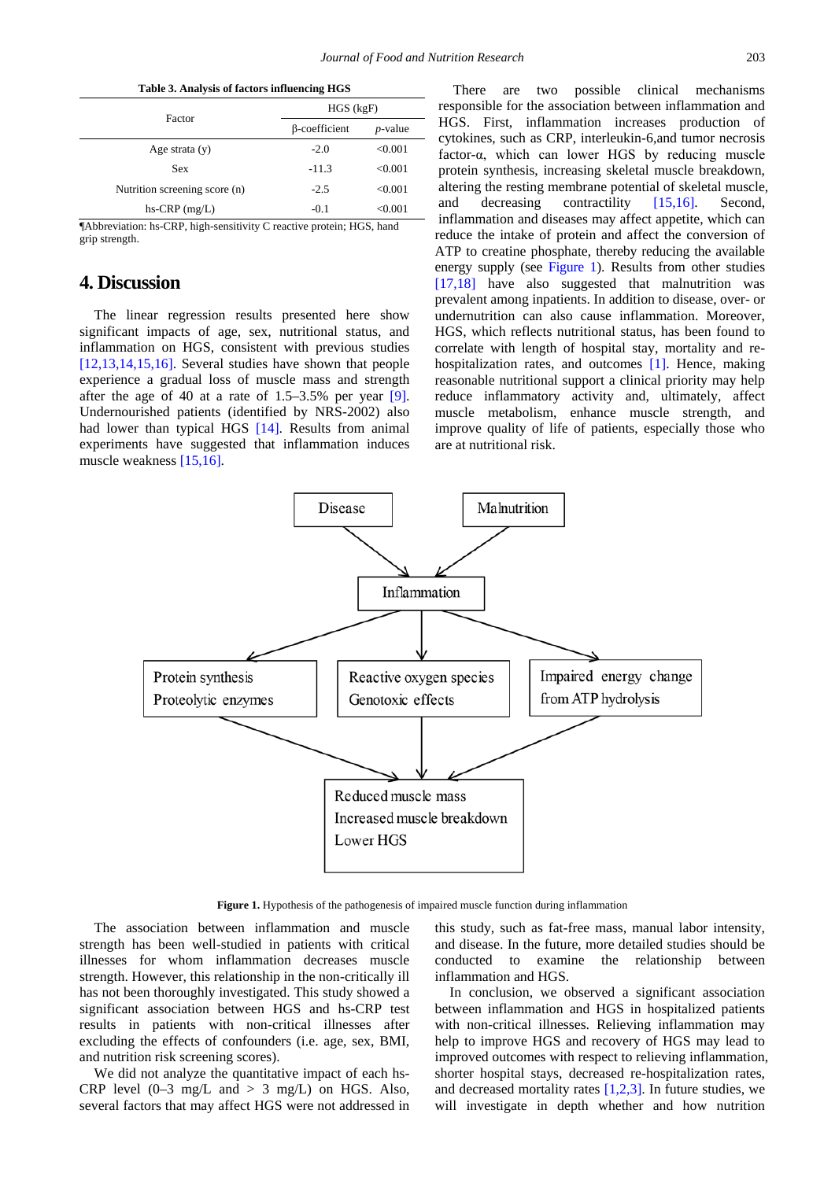**Table 3. Analysis of factors influencing HGS**

| Factor | HGS (kgF) | |
|---|---|---|
| | β-coefficient | *p*-value |
| Age strata (y) | -2.0 | <0.001 |
| Sex | -11.3 | <0.001 |
| Nutrition screening score (n) | -2.5 | <0.001 |
| hs-CRP (mg/L) | -0.1 | <0.001 |

¶Abbreviation: hs-CRP, high-sensitivity C reactive protein; HGS, hand grip strength.

## 4. Discussion

The linear regression results presented here show significant impacts of age, sex, nutritional status, and inflammation on HGS, consistent with previous studies [12,13,14,15,16]. Several studies have shown that people experience a gradual loss of muscle mass and strength after the age of 40 at a rate of 1.5–3.5% per year [9]. Undernourished patients (identified by NRS-2002) also had lower than typical HGS [14]. Results from animal experiments have suggested that inflammation induces muscle weakness [15,16].

There are two possible clinical mechanisms responsible for the association between inflammation and HGS. First, inflammation increases production of cytokines, such as CRP, interleukin-6,and tumor necrosis factor-α, which can lower HGS by reducing muscle protein synthesis, increasing skeletal muscle breakdown, altering the resting membrane potential of skeletal muscle, and decreasing contractility [15,16]. Second, inflammation and diseases may affect appetite, which can reduce the intake of protein and affect the conversion of ATP to creatine phosphate, thereby reducing the available energy supply (see Figure 1). Results from other studies [17,18] have also suggested that malnutrition was prevalent among inpatients. In addition to disease, over- or undernutrition can also cause inflammation. Moreover, HGS, which reflects nutritional status, has been found to correlate with length of hospital stay, mortality and re-hospitalization rates, and outcomes [1]. Hence, making reasonable nutritional support a clinical priority may help reduce inflammatory activity and, ultimately, affect muscle metabolism, enhance muscle strength, and improve quality of life of patients, especially those who are at nutritional risk.

**Figure 1.** Hypothesis of the pathogenesis of impaired muscle function during inflammation

The association between inflammation and muscle strength has been well-studied in patients with critical illnesses for whom inflammation decreases muscle strength. However, this relationship in the non-critically ill has not been thoroughly investigated. This study showed a significant association between HGS and hs-CRP test results in patients with non-critical illnesses after excluding the effects of confounders (i.e. age, sex, BMI, and nutrition risk screening scores).

We did not analyze the quantitative impact of each hs-CRP level (0–3 mg/L and > 3 mg/L) on HGS. Also, several factors that may affect HGS were not addressed in this study, such as fat-free mass, manual labor intensity, and disease. In the future, more detailed studies should be conducted to examine the relationship between inflammation and HGS.

In conclusion, we observed a significant association between inflammation and HGS in hospitalized patients with non-critical illnesses. Relieving inflammation may help to improve HGS and recovery of HGS may lead to improved outcomes with respect to relieving inflammation, shorter hospital stays, decreased re-hospitalization rates, and decreased mortality rates [1,2,3]. In future studies, we will investigate in depth whether and how nutrition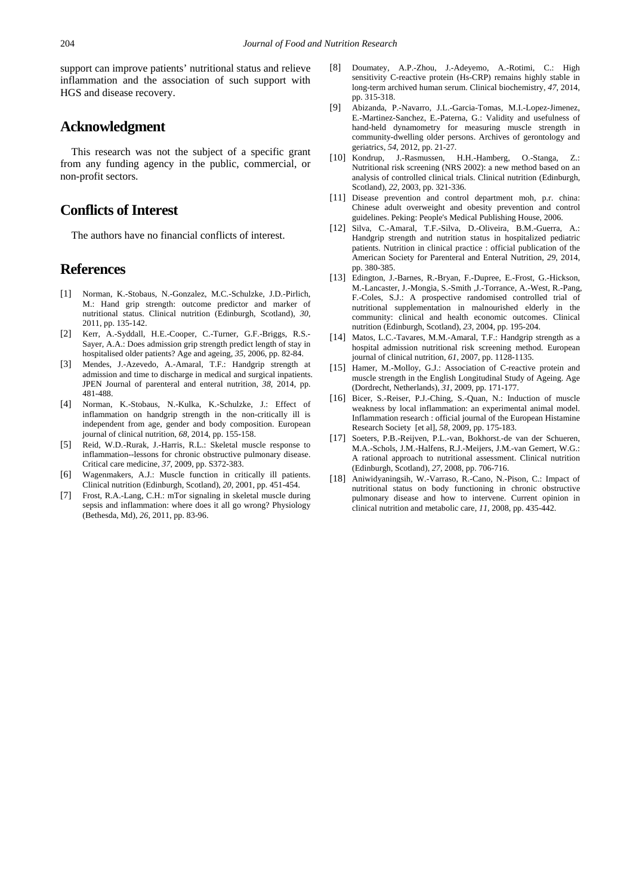support can improve patients' nutritional status and relieve inflammation and the association of such support with HGS and disease recovery.

## Acknowledgment

This research was not the subject of a specific grant from any funding agency in the public, commercial, or non-profit sectors.

## Conflicts of Interest

The authors have no financial conflicts of interest.

## References

[1] Norman, K.-Stobaus, N.-Gonzalez, M.C.-Schulzke, J.D.-Pirlich, M.: Hand grip strength: outcome predictor and marker of nutritional status. Clinical nutrition (Edinburgh, Scotland), *30*, 2011, pp. 135-142.

[2] Kerr, A.-Syddall, H.E.-Cooper, C.-Turner, G.F.-Briggs, R.S.-Sayer, A.A.: Does admission grip strength predict length of stay in hospitalised older patients? Age and ageing, *35*, 2006, pp. 82-84.

[3] Mendes, J.-Azevedo, A.-Amaral, T.F.: Handgrip strength at admission and time to discharge in medical and surgical inpatients. JPEN Journal of parenteral and enteral nutrition, *38*, 2014, pp. 481-488.

[4] Norman, K.-Stobaus, N.-Kulka, K.-Schulzke, J.: Effect of inflammation on handgrip strength in the non-critically ill is independent from age, gender and body composition. European journal of clinical nutrition, *68*, 2014, pp. 155-158.

[5] Reid, W.D.-Rurak, J.-Harris, R.L.: Skeletal muscle response to inflammation--lessons for chronic obstructive pulmonary disease. Critical care medicine, *37*, 2009, pp. S372-383.

[6] Wagenmakers, A.J.: Muscle function in critically ill patients. Clinical nutrition (Edinburgh, Scotland), *20*, 2001, pp. 451-454.

[7] Frost, R.A.-Lang, C.H.: mTor signaling in skeletal muscle during sepsis and inflammation: where does it all go wrong? Physiology (Bethesda, Md), *26*, 2011, pp. 83-96.

[8] Doumatey, A.P.-Zhou, J.-Adeyemo, A.-Rotimi, C.: High sensitivity C-reactive protein (Hs-CRP) remains highly stable in long-term archived human serum. Clinical biochemistry, *47*, 2014, pp. 315-318.

[9] Abizanda, P.-Navarro, J.L.-Garcia-Tomas, M.I.-Lopez-Jimenez, E.-Martinez-Sanchez, E.-Paterna, G.: Validity and usefulness of hand-held dynamometry for measuring muscle strength in community-dwelling older persons. Archives of gerontology and geriatrics, *54*, 2012, pp. 21-27.

[10] Kondrup, J.-Rasmussen, H.H.-Hamberg, O.-Stanga, Z.: Nutritional risk screening (NRS 2002): a new method based on an analysis of controlled clinical trials. Clinical nutrition (Edinburgh, Scotland), *22*, 2003, pp. 321-336.

[11] Disease prevention and control department moh, p.r. china: Chinese adult overweight and obesity prevention and control guidelines. Peking: People's Medical Publishing House, 2006.

[12] Silva, C.-Amaral, T.F.-Silva, D.-Oliveira, B.M.-Guerra, A.: Handgrip strength and nutrition status in hospitalized pediatric patients. Nutrition in clinical practice : official publication of the American Society for Parenteral and Enteral Nutrition, *29*, 2014, pp. 380-385.

[13] Edington, J.-Barnes, R.-Bryan, F.-Dupree, E.-Frost, G.-Hickson, M.-Lancaster, J.-Mongia, S.-Smith ,J.-Torrance, A.-West, R.-Pang, F.-Coles, S.J.: A prospective randomised controlled trial of nutritional supplementation in malnourished elderly in the community: clinical and health economic outcomes. Clinical nutrition (Edinburgh, Scotland), *23*, 2004, pp. 195-204.

[14] Matos, L.C.-Tavares, M.M.-Amaral, T.F.: Handgrip strength as a hospital admission nutritional risk screening method. European journal of clinical nutrition, *61*, 2007, pp. 1128-1135.

[15] Hamer, M.-Molloy, G.J.: Association of C-reactive protein and muscle strength in the English Longitudinal Study of Ageing. Age (Dordrecht, Netherlands), *31*, 2009, pp. 171-177.

[16] Bicer, S.-Reiser, P.J.-Ching, S.-Quan, N.: Induction of muscle weakness by local inflammation: an experimental animal model. Inflammation research : official journal of the European Histamine Research Society [et al], *58*, 2009, pp. 175-183.

[17] Soeters, P.B.-Reijven, P.L.-van, Bokhorst.-de van der Schueren, M.A.-Schols, J.M.-Halfens, R.J.-Meijers, J.M.-van Gemert, W.G.: A rational approach to nutritional assessment. Clinical nutrition (Edinburgh, Scotland), *27*, 2008, pp. 706-716.

[18] Aniwidyaningsih, W.-Varraso, R.-Cano, N.-Pison, C.: Impact of nutritional status on body functioning in chronic obstructive pulmonary disease and how to intervene. Current opinion in clinical nutrition and metabolic care, *11*, 2008, pp. 435-442.